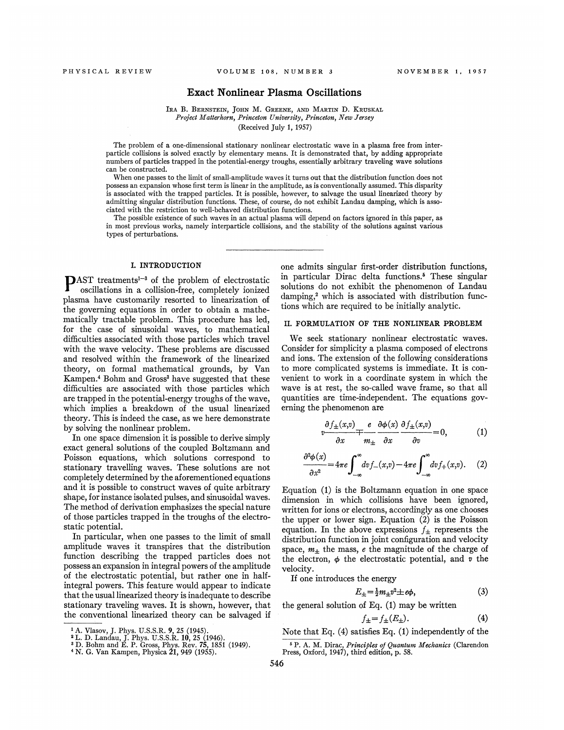# Exact Nonlinear Plasma Oscillations

Ira B. Bernstein, John M. Greene, and Martin D. Kruskal
*Project Matterhorn, Princeton University, Princeton, New Jersey*
(Received July 1, 1957)

The problem of a one-dimensional stationary nonlinear electrostatic wave in a plasma free from interparticle collisions is solved exactly by elementary means. It is demonstrated that, by adding appropriate numbers of particles trapped in the potential-energy troughs, essentially arbitrary traveling wave solutions can be constructed.

When one passes to the limit of small-amplitude waves it turns out that the distribution function does not possess an expansion whose first term is linear in the amplitude, as is conventionally assumed. This disparity is associated with the trapped particles. It is possible, however, to salvage the usual linearized theory by admitting singular distribution functions. These, of course, do not exhibit Landau damping, which is associated with the restriction to well-behaved distribution functions.

The possible existence of such waves in an actual plasma will depend on factors ignored in this paper, as in most previous works, namely interparticle collisions, and the stability of the solutions against various types of perturbations.

## I. INTRODUCTION

Past treatments[1–3] of the problem of electrostatic oscillations in a collision-free, completely ionized plasma have customarily resorted to linearization of the governing equations in order to obtain a mathematically tractable problem. This procedure has led, for the case of sinusoidal waves, to mathematical difficulties associated with those particles which travel with the wave velocity. These problems are discussed and resolved within the framework of the linearized theory, on formal mathematical grounds, by Van Kampen.[4] Bohm and Gross[3] have suggested that these difficulties are associated with those particles which are trapped in the potential-energy troughs of the wave, which implies a breakdown of the usual linearized theory. This is indeed the case, as we here demonstrate by solving the nonlinear problem.

In one space dimension it is possible to derive simply exact general solutions of the coupled Boltzmann and Poisson equations, which solutions correspond to stationary travelling waves. These solutions are not completely determined by the aforementioned equations and it is possible to construct waves of quite arbitrary shape, for instance isolated pulses, and sinusoidal waves. The method of derivation emphasizes the special nature of those particles trapped in the troughs of the electrostatic potential.

In particular, when one passes to the limit of small amplitude waves it transpires that the distribution function describing the trapped particles does not possess an expansion in integral powers of the amplitude of the electrostatic potential, but rather one in half-integral powers. This feature would appear to indicate that the usual linearized theory is inadequate to describe stationary traveling waves. It is shown, however, that the conventional linearized theory can be salvaged if one admits singular first-order distribution functions, in particular Dirac delta functions.[5] These singular solutions do not exhibit the phenomenon of Landau damping,[2] which is associated with distribution functions which are required to be initially analytic.

## II. FORMULATION OF THE NONLINEAR PROBLEM

We seek stationary nonlinear electrostatic waves. Consider for simplicity a plasma composed of electrons and ions. The extension of the following considerations to more complicated systems is immediate. It is convenient to work in a coordinate system in which the wave is at rest, the so-called wave frame, so that all quantities are time-independent. The equations governing the phenomenon are

$$v\frac{\partial f_{\pm}(x,v)}{\partial x} \mp \frac{e}{m_{\pm}}\frac{\partial \phi(x)}{\partial x}\frac{\partial f_{\pm}(x,v)}{\partial v}=0, \tag{1}$$

$$\frac{\partial^2 \phi(x)}{\partial x^2}=4\pi e\int_{-\infty}^{\infty} dv f_{-}(x,v)-4\pi e\int_{-\infty}^{\infty} dv f_{+}(x,v). \tag{2}$$

Equation (1) is the Boltzmann equation in one space dimension in which collisions have been ignored, written for ions or electrons, accordingly as one chooses the upper or lower sign. Equation (2) is the Poisson equation. In the above expressions $f_{\pm}$ represents the distribution function in joint configuration and velocity space, $m_{\pm}$ the mass, $e$ the magnitude of the charge of the electron, $\phi$ the electrostatic potential, and $v$ the velocity.

If one introduces the energy

$$E_{\pm}=\tfrac{1}{2}m_{\pm}v^2 \pm e\phi, \tag{3}$$

the general solution of Eq. (1) may be written

$$f_{\pm}=f_{\pm}(E_{\pm}). \tag{4}$$

Note that Eq. (4) satisfies Eq. (1) independently of the

---

[1] A. Vlasov, J. Phys. U.S.S.R. **9**, 25 (1945).
[2] L. D. Landau, J. Phys. U.S.S.R. **10**, 25 (1946).
[3] D. Bohm and E. P. Gross, Phys. Rev. **75**, 1851 (1949).
[4] N. G. Van Kampen, Physica **21**, 949 (1955).
[5] P. A. M. Dirac, *Principles of Quantum Mechanics* (Clarendon Press, Oxford, 1947), third edition, p. 58.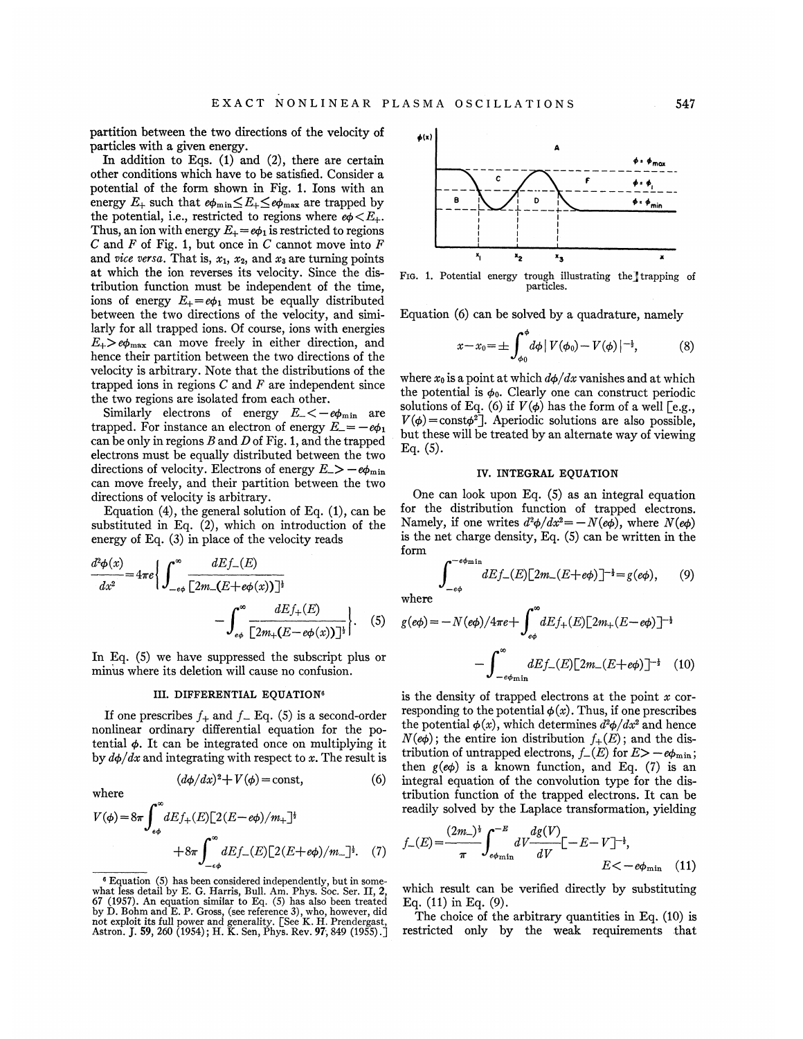partition between the two directions of the velocity of particles with a given energy.

In addition to Eqs. (1) and (2), there are certain other conditions which have to be satisfied. Consider a potential of the form shown in Fig. 1. Ions with an energy $E_+$ such that $e\phi_{\min} \leq E_+ \leq e\phi_{\max}$ are trapped by the potential, i.e., restricted to regions where $e\phi < E_+$. Thus, an ion with energy $E_+ = e\phi_1$ is restricted to regions $C$ and $F$ of Fig. 1, but once in $C$ cannot move into $F$ and *vice versa*. That is, $x_1$, $x_2$, and $x_3$ are turning points at which the ion reverses its velocity. Since the distribution function must be independent of the time, ions of energy $E_+ = e\phi_1$ must be equally distributed between the two directions of the velocity, and similarly for all trapped ions. Of course, ions with energies $E_+ > e\phi_{\max}$ can move freely in either direction, and hence their partition between the two directions of the velocity is arbitrary. Note that the distributions of the trapped ions in regions $C$ and $F$ are independent since the two regions are isolated from each other.

Similarly electrons of energy $E_- < -e\phi_{\min}$ are trapped. For instance an electron of energy $E_- = -e\phi_1$ can be only in regions $B$ and $D$ of Fig. 1, and the trapped electrons must be equally distributed between the two directions of velocity. Electrons of energy $E_- > -e\phi_{\min}$ can move freely, and their partition between the two directions of velocity is arbitrary.

Equation (4), the general solution of Eq. (1), can be substituted in Eq. (2), which on introduction of the energy of Eq. (3) in place of the velocity reads

$$\frac{d^2\phi(x)}{dx^2} = 4\pi e\left\{\int_{-e\phi}^{\infty} \frac{dE f_-(E)}{[2m_-(E+e\phi(x))]^{\frac{1}{2}}} - \int_{e\phi}^{\infty} \frac{dE f_+(E)}{[2m_+(E-e\phi(x))]^{\frac{1}{2}}}\right\}. \quad (5)$$

In Eq. (5) we have suppressed the subscript plus or minus where its deletion will cause no confusion.

## III. DIFFERENTIAL EQUATION[6]

If one prescribes $f_+$ and $f_-$ Eq. (5) is a second-order nonlinear ordinary differential equation for the potential $\phi$. It can be integrated once on multiplying it by $d\phi/dx$ and integrating with respect to $x$. The result is

$$(d\phi/dx)^2 + V(\phi) = \text{const}, \quad (6)$$

where

$$V(\phi) = 8\pi \int_{e\phi}^{\infty} dE f_+(E)[2(E-e\phi)/m_+]^{\frac{1}{2}} + 8\pi \int_{-e\phi}^{\infty} dE f_-(E)[2(E+e\phi)/m_-]^{\frac{1}{2}}. \quad (7)$$

[6] Equation (5) has been considered independently, but in somewhat less detail by E. G. Harris, Bull. Am. Phys. Soc. Ser. II, 2, 67 (1957). An equation similar to Eq. (5) has also been treated by D. Bohm and E. P. Gross, (see reference 3), who, however, did not exploit its full power and generality. [See K. H. Prendergast, Astron. J. 59, 260 (1954); H. K. Sen, Phys. Rev. 97, 849 (1955).]

FIG. 1. Potential energy trough illustrating the trapping of particles.

Equation (6) can be solved by a quadrature, namely

$$x - x_0 = \pm \int_{\phi_0}^{\phi} d\phi |V(\phi_0) - V(\phi)|^{-\frac{1}{2}}, \quad (8)$$

where $x_0$ is a point at which $d\phi/dx$ vanishes and at which the potential is $\phi_0$. Clearly one can construct periodic solutions of Eq. (6) if $V(\phi)$ has the form of a well [e.g., $V(\phi) = \text{const}\phi^2$]. Aperiodic solutions are also possible, but these will be treated by an alternate way of viewing Eq. (5).

## IV. INTEGRAL EQUATION

One can look upon Eq. (5) as an integral equation for the distribution function of trapped electrons. Namely, if one writes $d^2\phi/dx^2 = -N(e\phi)$, where $N(e\phi)$ is the net charge density, Eq. (5) can be written in the form

$$\int_{-e\phi}^{-e\phi_{\min}} dE f_-(E)[2m_-(E+e\phi)]^{-\frac{1}{2}} = g(e\phi), \quad (9)$$

where

$$g(e\phi) = -N(e\phi)/4\pi e + \int_{e\phi}^{\infty} dE f_+(E)[2m_+(E-e\phi)]^{-\frac{1}{2}} - \int_{-e\phi_{\min}}^{\infty} dE f_-(E)[2m_-(E+e\phi)]^{-\frac{1}{2}} \quad (10)$$

is the density of trapped electrons at the point $x$ corresponding to the potential $\phi(x)$. Thus, if one prescribes the potential $\phi(x)$, which determines $d^2\phi/dx^2$ and hence $N(e\phi)$; the entire ion distribution $f_+(E)$; and the distribution of untrapped electrons, $f_-(E)$ for $E > -e\phi_{\min}$; then $g(e\phi)$ is a known function, and Eq. (7) is an integral equation of the convolution type for the distribution function of the trapped electrons. It can be readily solved by the Laplace transformation, yielding

$$f_-(E) = \frac{(2m_-)^{\frac{1}{2}}}{\pi} \int_{e\phi_{\min}}^{-E} dV \frac{dg(V)}{dV} [-E-V]^{-\frac{1}{2}}, \quad E < -e\phi_{\min} \quad (11)$$

which result can be verified directly by substituting Eq. (11) in Eq. (9).

The choice of the arbitrary quantities in Eq. (10) is restricted only by the weak requirements that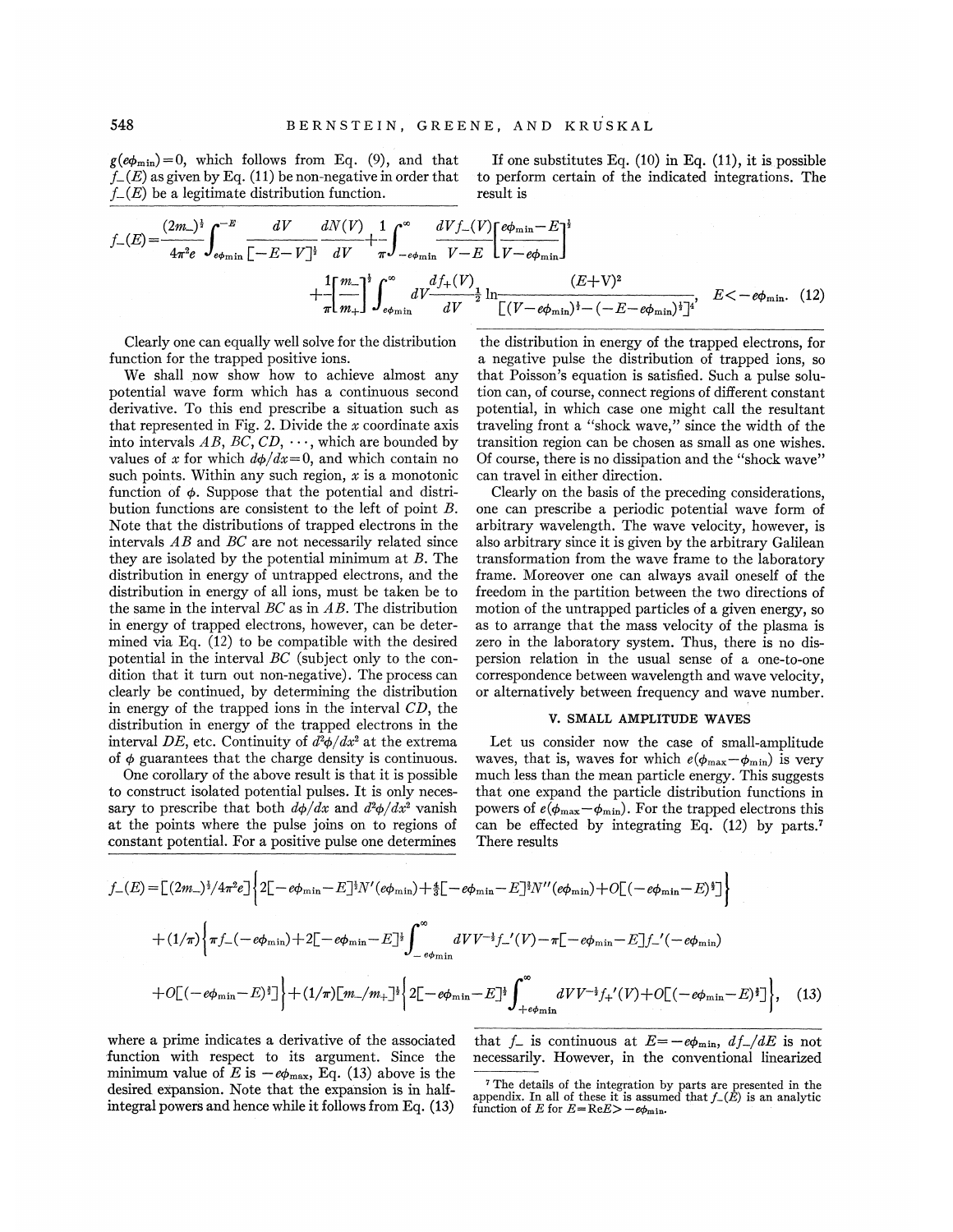$g(e\phi_{\min})=0$, which follows from Eq. (9), and that $f_-(E)$ as given by Eq. (11) be non-negative in order that $f_-(E)$ be a legitimate distribution function.

If one substitutes Eq. (10) in Eq. (11), it is possible to perform certain of the indicated integrations. The result is

$$f_-(E)=\frac{(2m_-)^{\frac{1}{2}}}{4\pi^2 e}\int_{e\phi_{\min}}^{-E}\frac{dV}{[-E-V]^{\frac{1}{2}}}\frac{dN(V)}{dV}+\frac{1}{\pi}\int_{-e\phi_{\min}}^{\infty}\frac{dVf_-(V)}{V-E}\left[\frac{e\phi_{\min}-E}{V-e\phi_{\min}}\right]^{\frac{1}{2}}$$
$$+\frac{1}{\pi}\left[\frac{m_-}{m_+}\right]^{\frac{1}{2}}\int_{e\phi_{\min}}^{\infty}dV\frac{df_+(V)}{dV}\frac{1}{2}\ln\frac{(E+V)^2}{[(V-e\phi_{\min})^{\frac{1}{2}}-(-E-e\phi_{\min})^{\frac{1}{2}}]^4},\quad E<-e\phi_{\min}.\quad (12)$$

Clearly one can equally well solve for the distribution function for the trapped positive ions.

We shall now show how to achieve almost any potential wave form which has a continuous second derivative. To this end prescribe a situation such as that represented in Fig. 2. Divide the $x$ coordinate axis into intervals $AB$, $BC$, $CD$, $\cdots$, which are bounded by values of $x$ for which $d\phi/dx=0$, and which contain no such points. Within any such region, $x$ is a monotonic function of $\phi$. Suppose that the potential and distribution functions are consistent to the left of point $B$. Note that the distributions of trapped electrons in the intervals $AB$ and $BC$ are not necessarily related since they are isolated by the potential minimum at $B$. The distribution in energy of untrapped electrons, and the distribution in energy of all ions, must be taken be to the same in the interval $BC$ as in $AB$. The distribution in energy of trapped electrons, however, can be determined via Eq. (12) to be compatible with the desired potential in the interval $BC$ (subject only to the condition that it turn out non-negative). The process can clearly be continued, by determining the distribution in energy of the trapped ions in the interval $CD$, the distribution in energy of the trapped electrons in the interval $DE$, etc. Continuity of $d^2\phi/dx^2$ at the extrema of $\phi$ guarantees that the charge density is continuous.

One corollary of the above result is that it is possible to construct isolated potential pulses. It is only necessary to prescribe that both $d\phi/dx$ and $d^2\phi/dx^2$ vanish at the points where the pulse joins on to regions of constant potential. For a positive pulse one determines the distribution in energy of the trapped electrons, for a negative pulse the distribution of trapped ions, so that Poisson's equation is satisfied. Such a pulse solution can, of course, connect regions of different constant potential, in which case one might call the resultant traveling front a "shock wave," since the width of the transition region can be chosen as small as one wishes. Of course, there is no dissipation and the "shock wave" can travel in either direction.

Clearly on the basis of the preceding considerations, one can prescribe a periodic potential wave form of arbitrary wavelength. The wave velocity, however, is also arbitrary since it is given by the arbitrary Galilean transformation from the wave frame to the laboratory frame. Moreover one can always avail oneself of the freedom in the partition between the two directions of motion of the untrapped particles of a given energy, so as to arrange that the mass velocity of the plasma is zero in the laboratory system. Thus, there is no dispersion relation in the usual sense of a one-to-one correspondence between wavelength and wave velocity, or alternatively between frequency and wave number.

## V. SMALL AMPLITUDE WAVES

Let us consider now the case of small-amplitude waves, that is, waves for which $e(\phi_{\max}-\phi_{\min})$ is very much less than the mean particle energy. This suggests that one expand the particle distribution functions in powers of $e(\phi_{\max}-\phi_{\min})$. For the trapped electrons this can be effected by integrating Eq. (12) by parts.[7] There results

$$f_-(E)=[(2m_-)^{\frac{1}{2}}/4\pi^2 e]\left\{2[-e\phi_{\min}-E]^{\frac{1}{2}}N'(e\phi_{\min})+\tfrac{4}{3}[-e\phi_{\min}-E]^{\frac{3}{2}}N''(e\phi_{\min})+O[(-e\phi_{\min}-E)^{\frac{5}{2}}]\right\}$$
$$+(1/\pi)\left\{\pi f_-(-e\phi_{\min})+2[-e\phi_{\min}-E]^{\frac{1}{2}}\int_{-e\phi_{\min}}^{\infty}dVV^{-\frac{1}{2}}f_-'(V)-\pi[-e\phi_{\min}-E]f_-'(-e\phi_{\min})\right.$$
$$\left.+O[(-e\phi_{\min}-E)^{\frac{3}{2}}]\right\}+(1/\pi)[m_-/m_+]^{\frac{1}{2}}\left\{2[-e\phi_{\min}-E]^{\frac{1}{2}}\int_{+e\phi_{\min}}^{\infty}dVV^{-\frac{1}{2}}f_+'(V)+O[(-e\phi_{\min}-E)^{\frac{3}{2}}]\right\},\quad (13)$$

where a prime indicates a derivative of the associated function with respect to its argument. Since the minimum value of $E$ is $-e\phi_{\max}$, Eq. (13) above is the desired expansion. Note that the expansion is in half-integral powers and hence while it follows from Eq. (13) that $f_-$ is continuous at $E=-e\phi_{\min}$, $df_-/dE$ is not necessarily. However, in the conventional linearized

[7] The details of the integration by parts are presented in the appendix. In all of these it is assumed that $f_-(E)$ is an analytic function of $E$ for $E=\mathrm{Re}E>-e\phi_{\min}$.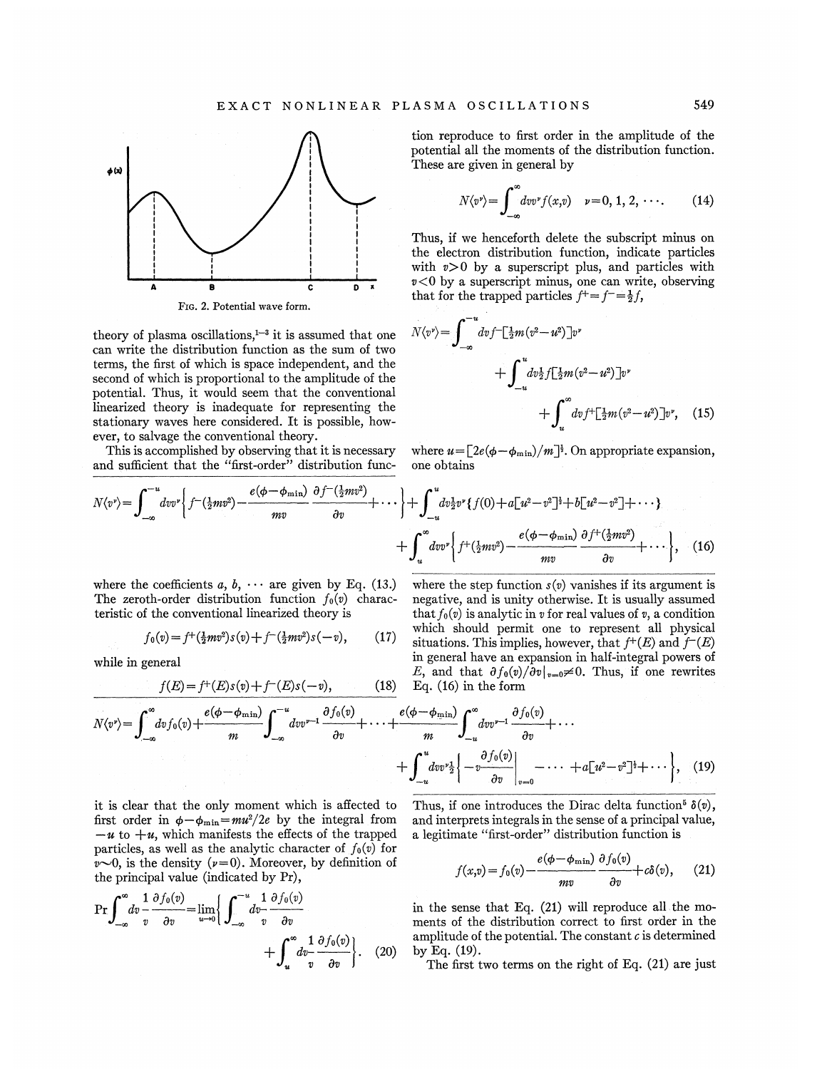FIG. 2. Potential wave form.

theory of plasma oscillations,[1-3] it is assumed that one can write the distribution function as the sum of two terms, the first of which is space independent, and the second of which is proportional to the amplitude of the potential. Thus, it would seem that the conventional linearized theory is inadequate for representing the stationary waves here considered. It is possible, however, to salvage the conventional theory.

This is accomplished by observing that it is necessary and sufficient that the "first-order" distribution function reproduce to first order in the amplitude of the potential all the moments of the distribution function. These are given in general by

$$N\langle v^\nu\rangle=\int_{-\infty}^{\infty}dv v^\nu f(x,v)\quad \nu=0,1,2,\cdots. \tag{14}$$

Thus, if we henceforth delete the subscript minus on the electron distribution function, indicate particles with $v>0$ by a superscript plus, and particles with $v<0$ by a superscript minus, one can write, observing that for the trapped particles $f^+=f^-=\frac{1}{2}f$,

$$N\langle v^\nu\rangle=\int_{-\infty}^{-u}dv f^-[\tfrac{1}{2}m(v^2-u^2)]v^\nu+\int_{-u}^{u}dv\tfrac{1}{2}f[\tfrac{1}{2}m(v^2-u^2)]v^\nu+\int_{u}^{\infty}dv f^+[\tfrac{1}{2}m(v^2-u^2)]v^\nu, \tag{15}$$

where $u=[2e(\phi-\phi_{\min})/m]^{\frac{1}{2}}$. On appropriate expansion, one obtains

$$N\langle v^\nu\rangle=\int_{-\infty}^{-u}dv v^\nu\left\{f^-(\tfrac{1}{2}mv^2)-\frac{e(\phi-\phi_{\min})}{mv}\frac{\partial f^-(\tfrac{1}{2}mv^2)}{\partial v}+\cdots\right\}+\int_{-u}^{u}dv\tfrac{1}{2}v^\nu\{f(0)+a[u^2-v^2]^{\frac{1}{2}}+b[u^2-v^2]+\cdots\}$$
$$+\int_{u}^{\infty}dv v^\nu\left\{f^+(\tfrac{1}{2}mv^2)-\frac{e(\phi-\phi_{\min})}{mv}\frac{\partial f^+(\tfrac{1}{2}mv^2)}{\partial v}+\cdots\right\}, \tag{16}$$

where the coefficients $a$, $b$, $\cdots$ are given by Eq. (13.) The zeroth-order distribution function $f_0(v)$ characteristic of the conventional linearized theory is

$$f_0(v)=f^+(\tfrac{1}{2}mv^2)s(v)+f^-(\tfrac{1}{2}mv^2)s(-v), \tag{17}$$

while in general

$$f(E)=f^+(E)s(v)+f^-(E)s(-v), \tag{18}$$

where the step function $s(v)$ vanishes if its argument is negative, and is unity otherwise. It is usually assumed that $f_0(v)$ is analytic in $v$ for real values of $v$, a condition which should permit one to represent all physical situations. This implies, however, that $f^+(E)$ and $f^-(E)$ in general have an expansion in half-integral powers of $E$, and that $\partial f_0(v)/\partial v|_{v=0}\neq 0$. Thus, if one rewrites Eq. (16) in the form

$$N\langle v^\nu\rangle=\int_{-\infty}^{\infty}dv f_0(v)+\frac{e(\phi-\phi_{\min})}{m}\int_{-\infty}^{-u}dv v^{\nu-1}\frac{\partial f_0(v)}{\partial v}+\cdots+\frac{e(\phi-\phi_{\min})}{m}\int_{-u}^{\infty}dv v^{\nu-1}\frac{\partial f_0(v)}{\partial v}+\cdots$$
$$+\int_{-u}^{u}dv v^\nu\tfrac{1}{2}\left\{-v\frac{\partial f_0(v)}{\partial v}\bigg|_{v=0}-\cdots+a[u^2-v^2]^{\frac{1}{2}}+\cdots\right\}, \tag{19}$$

it is clear that the only moment which is affected to first order in $\phi-\phi_{\min}=mu^2/2e$ by the integral from $-u$ to $+u$, which manifests the effects of the trapped particles, as well as the analytic character of $f_0(v)$ for $v\sim 0$, is the density ($\nu=0$). Moreover, by definition of the principal value (indicated by Pr),

$$\mathrm{Pr}\int_{-\infty}^{\infty}dv\frac{1}{v}\frac{\partial f_0(v)}{\partial v}=\lim_{u\to 0}\left\{\int_{-\infty}^{-u}dv\frac{1}{v}\frac{\partial f_0(v)}{\partial v}+\int_{u}^{\infty}dv\frac{1}{v}\frac{\partial f_0(v)}{\partial v}\right\}. \tag{20}$$

Thus, if one introduces the Dirac delta function[5] $\delta(v)$, and interprets integrals in the sense of a principal value, a legitimate "first-order" distribution function is

$$f(x,v)=f_0(v)-\frac{e(\phi-\phi_{\min})}{mv}\frac{\partial f_0(v)}{\partial v}+c\delta(v), \tag{21}$$

in the sense that Eq. (21) will reproduce all the moments of the distribution correct to first order in the amplitude of the potential. The constant $c$ is determined by Eq. (19).

The first two terms on the right of Eq. (21) are just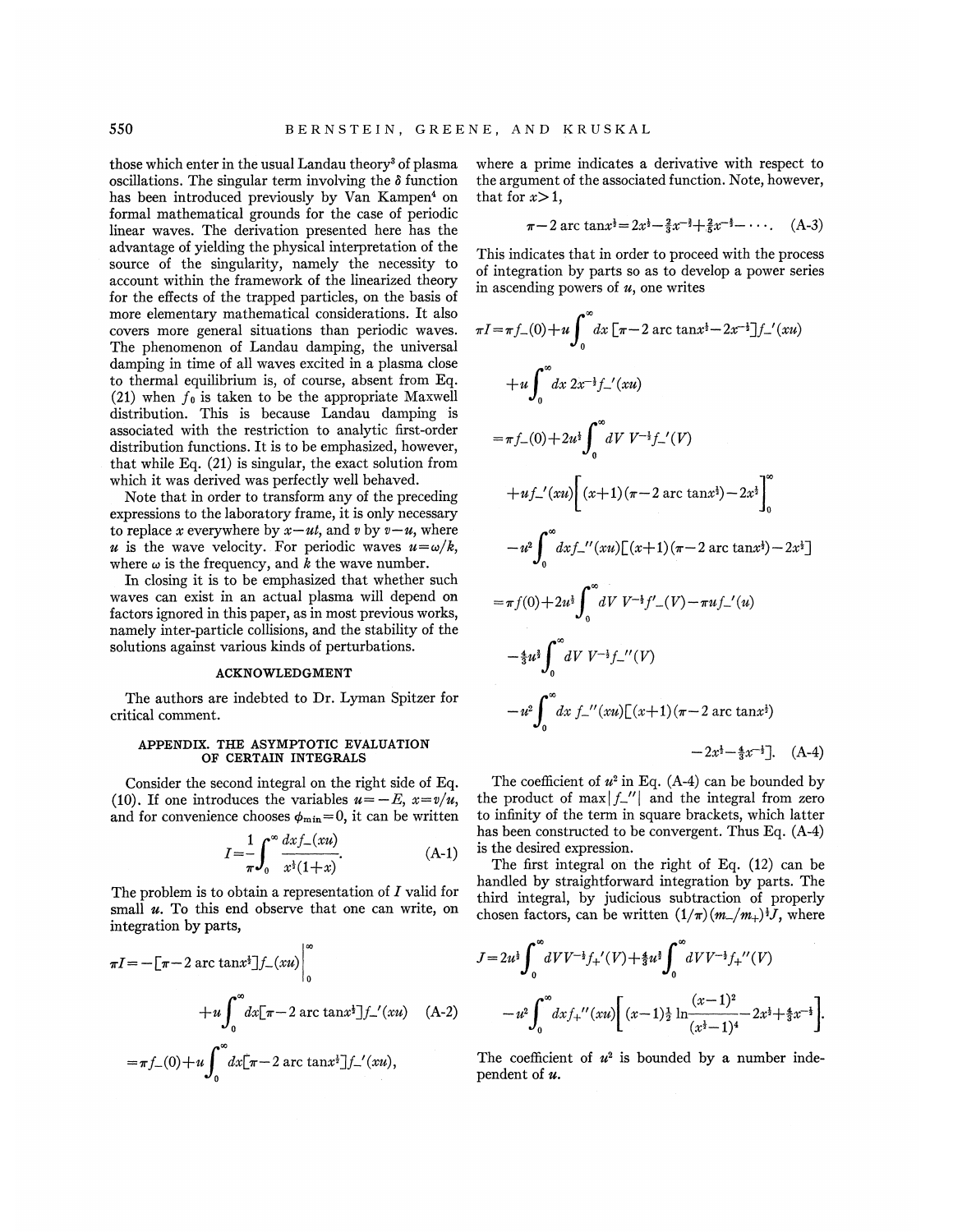those which enter in the usual Landau theory[3] of plasma oscillations. The singular term involving the $\delta$ function has been introduced previously by Van Kampen[4] on formal mathematical grounds for the case of periodic linear waves. The derivation presented here has the advantage of yielding the physical interpretation of the source of the singularity, namely the necessity to account within the framework of the linearized theory for the effects of the trapped particles, on the basis of more elementary mathematical considerations. It also covers more general situations than periodic waves. The phenomenon of Landau damping, the universal damping in time of all waves excited in a plasma close to thermal equilibrium is, of course, absent from Eq. (21) when $f_0$ is taken to be the appropriate Maxwell distribution. This is because Landau damping is associated with the restriction to analytic first-order distribution functions. It is to be emphasized, however, that while Eq. (21) is singular, the exact solution from which it was derived was perfectly well behaved.

Note that in order to transform any of the preceding expressions to the laboratory frame, it is only necessary to replace $x$ everywhere by $x-ut$, and $v$ by $v-u$, where $u$ is the wave velocity. For periodic waves $u=\omega/k$, where $\omega$ is the frequency, and $k$ the wave number.

In closing it is to be emphasized that whether such waves can exist in an actual plasma will depend on factors ignored in this paper, as in most previous works, namely inter-particle collisions, and the stability of the solutions against various kinds of perturbations.

## ACKNOWLEDGMENT

The authors are indebted to Dr. Lyman Spitzer for critical comment.

## APPENDIX. THE ASYMPTOTIC EVALUATION OF CERTAIN INTEGRALS

Consider the second integral on the right side of Eq. (10). If one introduces the variables $u=-E$, $x=v/u$, and for convenience chooses $\phi_{\min}=0$, it can be written

$$I=\frac{1}{\pi}\int_0^\infty \frac{dx f_-(xu)}{x^{\frac{1}{2}}(1+x)}. \quad \text{(A-1)}$$

The problem is to obtain a representation of $I$ valid for small $u$. To this end observe that one can write, on integration by parts,

$$\pi I=-[\pi-2\arctan x^{\frac{1}{2}}]f_-(xu)\Big|_0^\infty +u\int_0^\infty dx[\pi-2\arctan x^{\frac{1}{2}}]f_-'(xu) \quad \text{(A-2)}$$

$$=\pi f_-(0)+u\int_0^\infty dx[\pi-2\arctan x^{\frac{1}{2}}]f_-'(xu),$$

where a prime indicates a derivative with respect to the argument of the associated function. Note, however, that for $x>1$,

$$\pi-2\arctan x^{\frac{1}{2}}=2x^{-\frac{1}{2}}-\tfrac{2}{3}x^{-\frac{3}{2}}+\tfrac{2}{5}x^{-\frac{5}{2}}-\cdots. \quad \text{(A-3)}$$

This indicates that in order to proceed with the process of integration by parts so as to develop a power series in ascending powers of $u$, one writes

$$\begin{aligned}
\pi I&=\pi f_-(0)+u\int_0^\infty dx\,[\pi-2\arctan x^{\frac{1}{2}}-2x^{-\frac{1}{2}}]f_-'(xu) +u\int_0^\infty dx\,2x^{-\frac{1}{2}}f_-'(xu)\\
&=\pi f_-(0)+2u^{\frac{1}{2}}\int_0^\infty dV\,V^{-\frac{1}{2}}f_-'(V) +uf_-'(xu)\Big[(x+1)(\pi-2\arctan x^{\frac{1}{2}})-2x^{\frac{1}{2}}\Big]_0^\infty\\
&\quad -u^2\int_0^\infty dx f_-''(xu)[(x+1)(\pi-2\arctan x^{\frac{1}{2}})-2x^{\frac{1}{2}}]\\
&=\pi f(0)+2u^{\frac{1}{2}}\int_0^\infty dV\,V^{-\frac{1}{2}}f'_-(V)-\pi uf_-'(u) -\tfrac{4}{3}u^{\frac{3}{2}}\int_0^\infty dV\,V^{-\frac{1}{2}}f_-''(V)\\
&\quad -u^2\int_0^\infty dx\,f_-''(xu)[(x+1)(\pi-2\arctan x^{\frac{1}{2}}) -2x^{\frac{1}{2}}-\tfrac{4}{3}x^{-\frac{1}{2}}]. \quad \text{(A-4)}
\end{aligned}$$

The coefficient of $u^2$ in Eq. (A-4) can be bounded by the product of $\max|f_-''|$ and the integral from zero to infinity of the term in square brackets, which latter has been constructed to be convergent. Thus Eq. (A-4) is the desired expression.

The first integral on the right of Eq. (12) can be handled by straightforward integration by parts. The third integral, by judicious subtraction of properly chosen factors, can be written $(1/\pi)(m_-/m_+)^{\frac{1}{2}}J$, where

$$J=2u^{\frac{1}{2}}\int_0^\infty dVV^{-\frac{1}{2}}f_+'(V)+\tfrac{4}{3}u^{\frac{3}{2}}\int_0^\infty dVV^{-\frac{1}{2}}f_+''(V) -u^2\int_0^\infty dxf_+''(xu)\left[(x-1)^{\frac{1}{2}}\ln\frac{(x-1)^2}{(x^{\frac{1}{2}}-1)^4}-2x^{\frac{1}{2}}+\tfrac{4}{3}x^{-\frac{1}{2}}\right].$$

The coefficient of $u^2$ is bounded by a number independent of $u$.